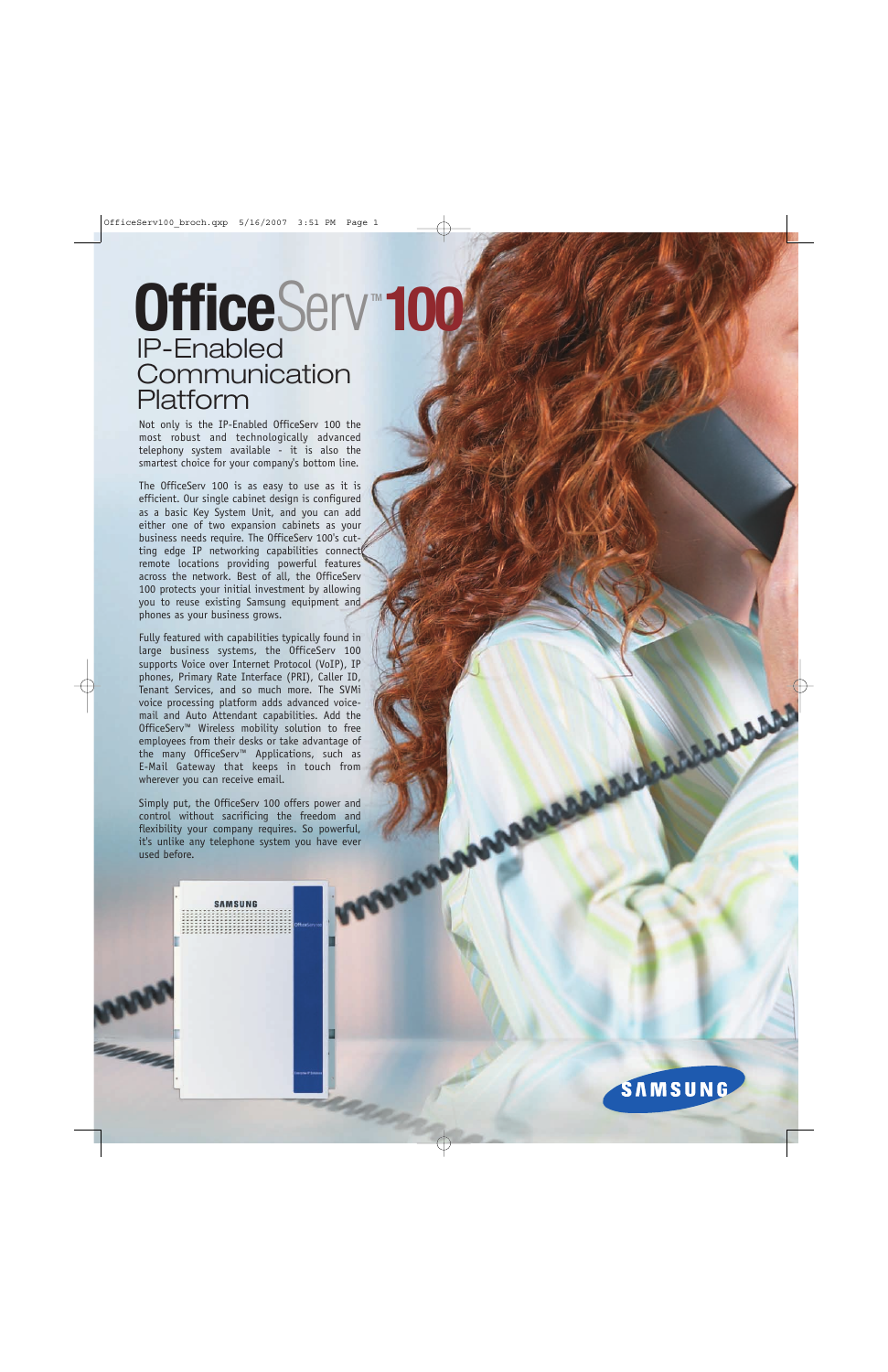# OfficeServ™ 100

## IP-Enabled Communication Platform

Not only is the IP-Enabled OfficeServ 100 the most robust and technologically advanced telephony system available - it is also the smartest choice for your company's bottom line.

The OfficeServ 100 is as easy to use as it is efficient. Our single cabinet design is configured as a basic Key System Unit, and you can add either one of two expansion cabinets as your business needs require. The OfficeServ 100's cutting edge IP networking capabilities connect remote locations providing powerful features across the network. Best of all, the OfficeServ 100 protects your initial investment by allowing you to reuse existing Samsung equipment and phones as your business grows.

Fully featured with capabilities typically found in large business systems, the OfficeServ 100 supports Voice over Internet Protocol (VoIP), IP phones, Primary Rate Interface (PRI), Caller ID, Tenant Services, and so much more. The SVMi voice processing platform adds advanced voice-mail and Auto Attendant capabilities. Add the OfficeServ™ Wireless mobility solution to free employees from their desks or take advantage of the many OfficeServ™ Applications, such as E-Mail Gateway that keeps in touch from wherever you can receive email.

Simply put, the OfficeServ 100 offers power and control without sacrificing the freedom and flexibility your company requires. So powerful, it's unlike any telephone system you have ever used before.

SAMSUNG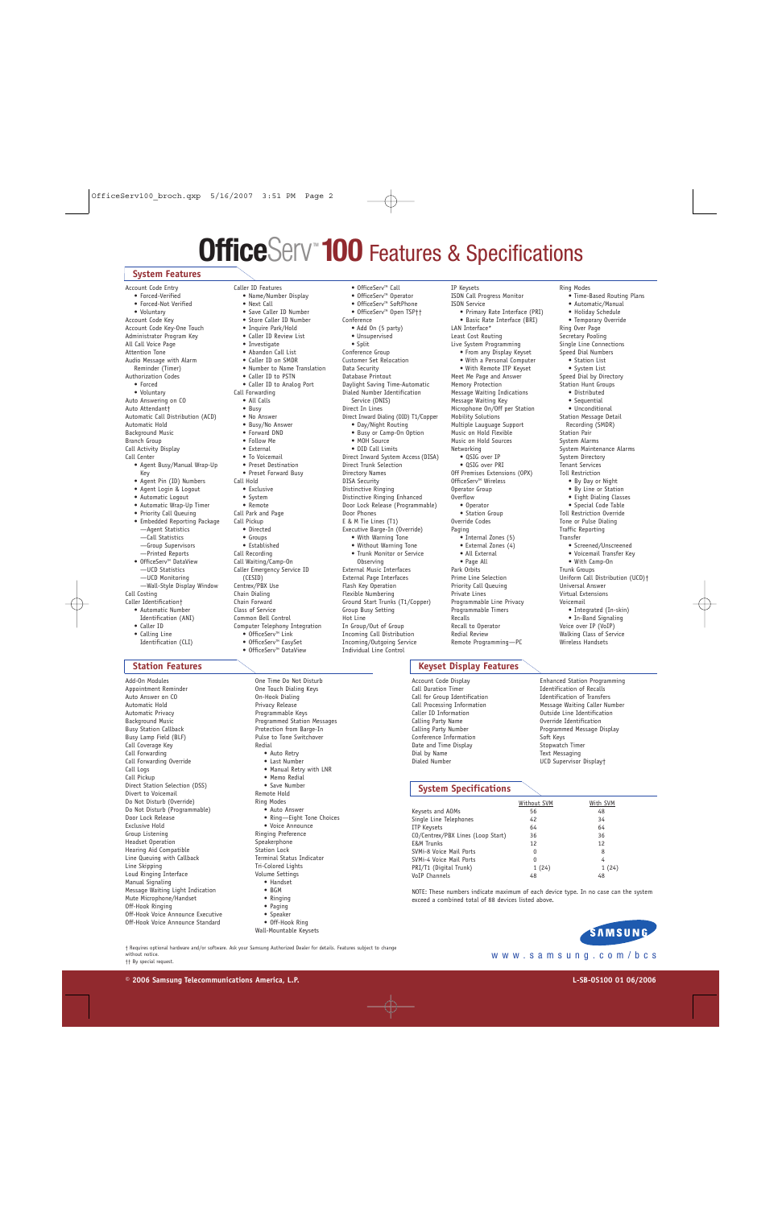# OfficeServ™ 100 Features & Specifications

## System Features

Account Code Entry
- Forced-Verified
- Forced-Not Verified
- Voluntary

Account Code Key
Account Code Key-One Touch
Administrator Program Key
All Call Voice Page
Attention Tone
Audio Message with Alarm Reminder (Timer)
Authorization Codes
- Forced
- Voluntary

Auto Answering on CO
Auto Attendant†
Automatic Call Distribution (ACD)
Automatic Hold
Background Music
Branch Group
Call Activity Display
Call Center
- Agent Busy/Manual Wrap-Up Key
- Agent Pin (ID) Numbers
- Agent Login & Logout
- Automatic Logout
- Automatic Wrap-Up Timer
- Priority Call Queuing
- Embedded Reporting Package
  - —Agent Statistics
  - —Call Statistics
  - —Group Supervisors
  - —Printed Reports
- OfficeServ™ DataView
  - —UCD Statistics
  - —UCD Monitoring
  - —Wall-Style Display Window

Call Costing
Caller Identification†
- Automatic Number Identification (ANI)
- Caller ID
- Calling Line Identification (CLI)

Caller ID Features
- Name/Number Display
- Next Call
- Save Caller ID Number
- Store Caller ID Number
- Inquire Park/Hold
- Caller ID Review List
- Investigate
- Abandon Call List
- Caller ID on SMDR
- Number to Name Translation
- Caller ID to PSTN
- Caller ID to Analog Port

Call Forwarding
- All Calls
- Busy
- No Answer
- Busy/No Answer
- Forward DND
- Follow Me
- External
- To Voicemail
- Preset Destination
- Preset Forward Busy

Call Hold
- Exclusive
- System
- Remote

Call Park and Page
Call Pickup
- Directed
- Groups
- Established

Call Recording
Call Waiting/Camp-On
Caller Emergency Service ID (CESID)
Centrex/PBX Use
Chain Dialing
Chain Forward
Class of Service
Common Bell Control
Computer Telephony Integration
- OfficeServ™ Link
- OfficeServ™ EasySet
- OfficeServ™ DataView
- OfficeServ™ Call
- OfficeServ™ Operator
- OfficeServ™ SoftPhone
- OfficeServ™ Open TSP††

Conference
- Add On (5 party)
- Unsupervised
- Split

Conference Group
Customer Set Relocation
Data Security
Database Printout
Daylight Saving Time-Automatic
Dialed Number Identification Service (DNIS)
Direct In Lines
Direct Inward Dialing (DID) T1/Copper
- Day/Night Routing
- Busy or Camp-On Option
- MOH Source
- DID Call Limits

Direct Inward System Access (DISA)
Direct Trunk Selection
Directory Names
DISA Security
Distinctive Ringing
Distinctive Ringing Enhanced
Door Lock Release (Programmable)
Door Phones
E & M Tie Lines (T1)
Executive Barge-In (Override)
- With Warning Tone
- Without Warning Tone
- Trunk Monitor or Service Observing

External Music Interfaces
External Page Interfaces
Flash Key Operation
Flexible Numbering
Ground Start Trunks (T1/Copper)
Group Busy Setting
Hot Line
In Group/Out of Group
Incoming Call Distribution
Incoming/Outgoing Service
Individual Line Control
IP Keysets
ISDN Call Progress Monitor
ISDN Service
- Primary Rate Interface (PRI)
- Basic Rate Interface (BRI)

LAN Interface*
Least Cost Routing
Live System Programming
- From any Display Keyset
- With a Personal Computer
- With Remote ITP Keyset

Meet Me Page and Answer
Memory Protection
Message Waiting Indications
Message Waiting Key
Microphone On/Off per Station
Mobility Solutions
Multiple Language Support
Music on Hold Flexible
Music on Hold Sources
Networking
- QSIG over IP
- QSIG over PRI

Off Premises Extensions (OPX)
OfficeServ™ Wireless
Operator Group
Overflow
- Operator
- Station Group

Override Codes
Paging
- Internal Zones (5)
- External Zones (4)
- All External
- Page All

Park Orbits
Prime Line Selection
Priority Call Queuing
Private Lines
Programmable Line Privacy
Programmable Timers
Recalls
Recall to Operator
Redial Review
Remote Programming—PC
Ring Modes
- Time-Based Routing Plans
- Automatic/Manual
- Holiday Schedule
- Temporary Override

Ring Over Page
Secretary Pooling
Single Line Connections
Speed Dial Numbers
- Station List
- System List

Speed Dial by Directory
Station Hunt Groups
- Distributed
- Sequential
- Unconditional

Station Message Detail Recording (SMDR)
Station Pair
System Alarms
System Maintenance Alarms
System Directory
Tenant Services
Toll Restriction
- By Day or Night
- By Line or Station
- Eight Dialing Classes
- Special Code Table

Toll Restriction Override
Tone or Pulse Dialing
Traffic Reporting
Transfer
- Screened/Unscreened
- Voicemail Transfer Key
- With Camp-On

Trunk Groups
Uniform Call Distribution (UCD)†
Universal Answer
Virtual Extensions
Voicemail
- Integrated (In-skin)
- In-Band Signaling

Voice over IP (VoIP)
Walking Class of Service
Wireless Handsets

## Station Features

Add-On Modules
Appointment Reminder
Auto Answer on CO
Automatic Hold
Automatic Privacy
Background Music
Busy Station Callback
Busy Lamp Field (BLF)
Call Coverage Key
Call Forwarding
Call Forwarding Override
Call Logs
Call Pickup
Direct Station Selection (DSS)
Divert to Voicemail
Do Not Disturb (Override)
Do Not Disturb (Programmable)
Door Lock Release
Exclusive Hold
Group Listening
Headset Operation
Hearing Aid Compatible
Line Queuing with Callback
Line Skipping
Loud Ringing Interface
Manual Signaling
Message Waiting Light Indication
Mute Microphone/Handset
Off-Hook Ringing
Off-Hook Voice Announce Executive
Off-Hook Voice Announce Standard
One Time Do Not Disturb
One Touch Dialing Keys
On-Hook Dialing
Privacy Release
Programmable Keys
Programmed Station Messages
Protection from Barge-In
Pulse to Tone Switchover
Redial
- Auto Retry
- Last Number
- Manual Retry with LNR
- Memo Redial
- Save Number

Remote Hold
Ring Modes
- Auto Answer
- Ring—Eight Tone Choices
- Voice Announce

Ringing Preference
Speakerphone
Station Lock
Terminal Status Indicator
Tri-Colored Lights
Volume Settings
- Handset
- BGM
- Ringing
- Paging
- Speaker
- Off-Hook Ring

Wall-Mountable Keysets

## Keyset Display Features

Account Code Display
Call Duration Timer
Call for Group Identification
Call Processing Information
Caller ID Information
Calling Party Name
Calling Party Number
Conference Information
Date and Time Display
Dial by Name
Dialed Number
Enhanced Station Programming
Identification of Recalls
Identification of Transfers
Message Waiting Caller Number
Outside Line Identification
Override Identification
Programmed Message Display
Soft Keys
Stopwatch Timer
Text Messaging
UCD Supervisor Display†

## System Specifications

| | Without SVM | With SVM |
|---|---|---|
| Keysets and AOMs | 56 | 48 |
| Single Line Telephones | 42 | 34 |
| ITP Keysets | 64 | 64 |
| CO/Centrex/PBX Lines (Loop Start) | 36 | 36 |
| E&M Trunks | 12 | 12 |
| SVMi-8 Voice Mail Ports | 0 | 8 |
| SVMi-4 Voice Mail Ports | 0 | 4 |
| PRI/T1 (Digital Trunk) | 1 (24) | 1 (24) |
| VoIP Channels | 48 | 48 |

NOTE: These numbers indicate maximum of each device type. In no case can the system exceed a combined total of 88 devices listed above.

† Requires optional hardware and/or software. Ask your Samsung Authorized Dealer for details. Features subject to change without notice.
†† By special request.

SAMSUNG

www.samsung.com/bcs

© 2006 Samsung Telecommunications America, L.P.

L-SB-OS100 01 06/2006